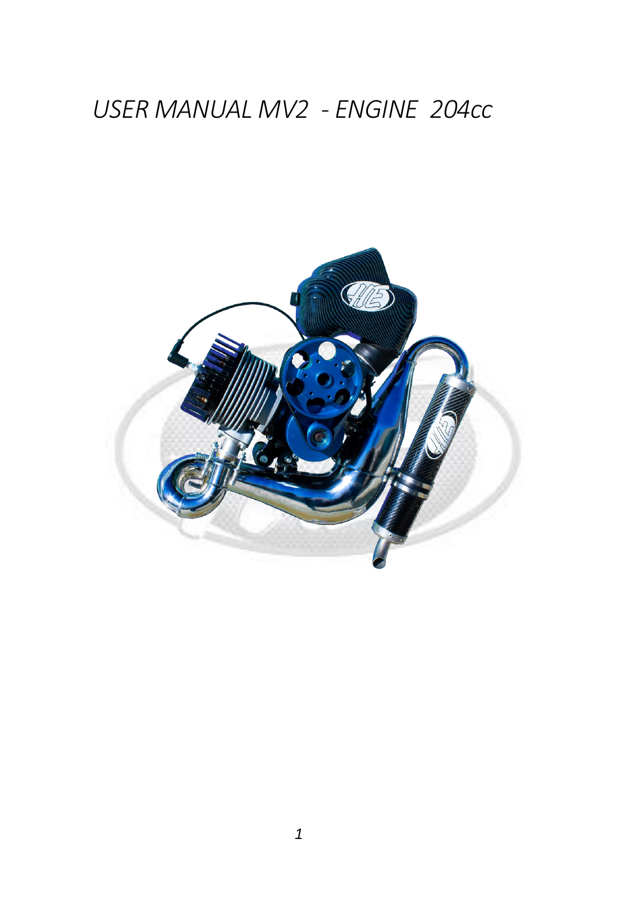# USER MANUAL MV2 - ENGINE 204cc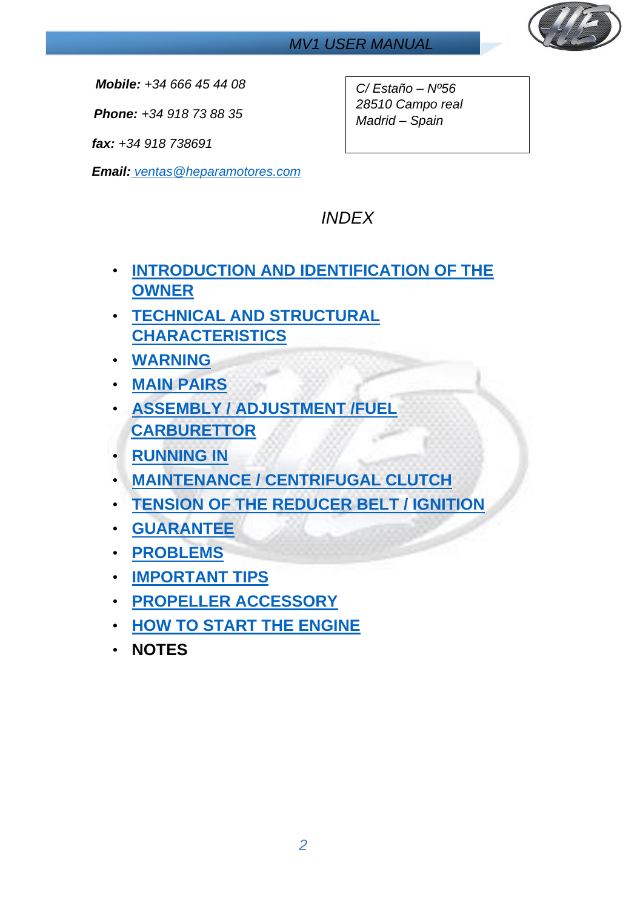***Mobile:*** *+34 666 45 44 08*

***Phone:*** *+34 918 73 88 35*

***fax:*** *+34 918 738691*

***Email:*** *ventas@heparamotores.com*

*C/ Estaño – Nº56*
*28510 Campo real*
*Madrid – Spain*

# *INDEX*

- **INTRODUCTION AND IDENTIFICATION OF THE OWNER**
- **TECHNICAL AND STRUCTURAL CHARACTERISTICS**
- **WARNING**
- **MAIN PAIRS**
- **ASSEMBLY / ADJUSTMENT /FUEL CARBURETTOR**
- **RUNNING IN**
- **MAINTENANCE / CENTRIFUGAL CLUTCH**
- **TENSION OF THE REDUCER BELT / IGNITION**
- **GUARANTEE**
- **PROBLEMS**
- **IMPORTANT TIPS**
- **PROPELLER ACCESSORY**
- **HOW TO START THE ENGINE**
- **NOTES**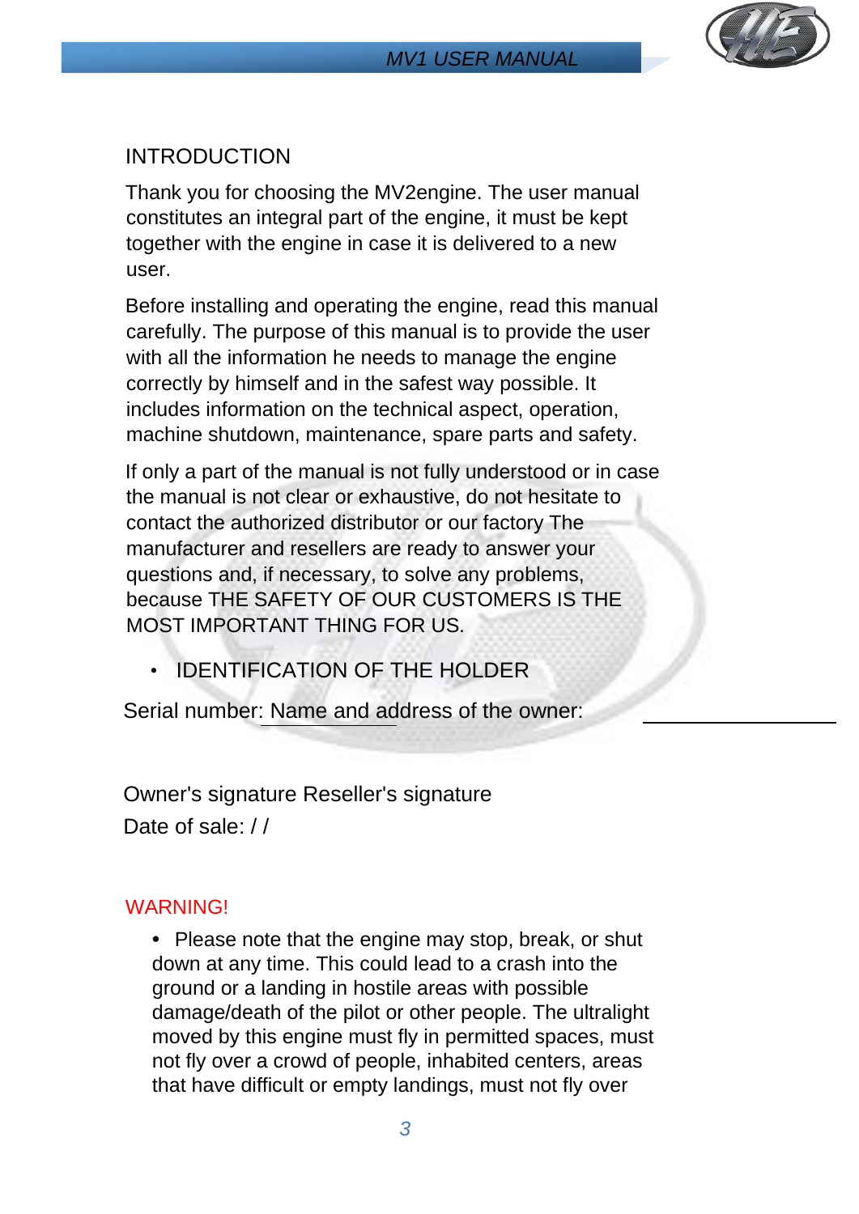## INTRODUCTION

Thank you for choosing the MV2engine. The user manual constitutes an integral part of the engine, it must be kept together with the engine in case it is delivered to a new user.

Before installing and operating the engine, read this manual carefully. The purpose of this manual is to provide the user with all the information he needs to manage the engine correctly by himself and in the safest way possible. It includes information on the technical aspect, operation, machine shutdown, maintenance, spare parts and safety.

If only a part of the manual is not fully understood or in case the manual is not clear or exhaustive, do not hesitate to contact the authorized distributor or our factory The manufacturer and resellers are ready to answer your questions and, if necessary, to solve any problems, because THE SAFETY OF OUR CUSTOMERS IS THE MOST IMPORTANT THING FOR US.

- IDENTIFICATION OF THE HOLDER

Serial number: Name and address of the owner:

Owner's signature Reseller's signature

Date of sale: / /

WARNING!

- Please note that the engine may stop, break, or shut down at any time. This could lead to a crash into the ground or a landing in hostile areas with possible damage/death of the pilot or other people. The ultralight moved by this engine must fly in permitted spaces, must not fly over a crowd of people, inhabited centers, areas that have difficult or empty landings, must not fly over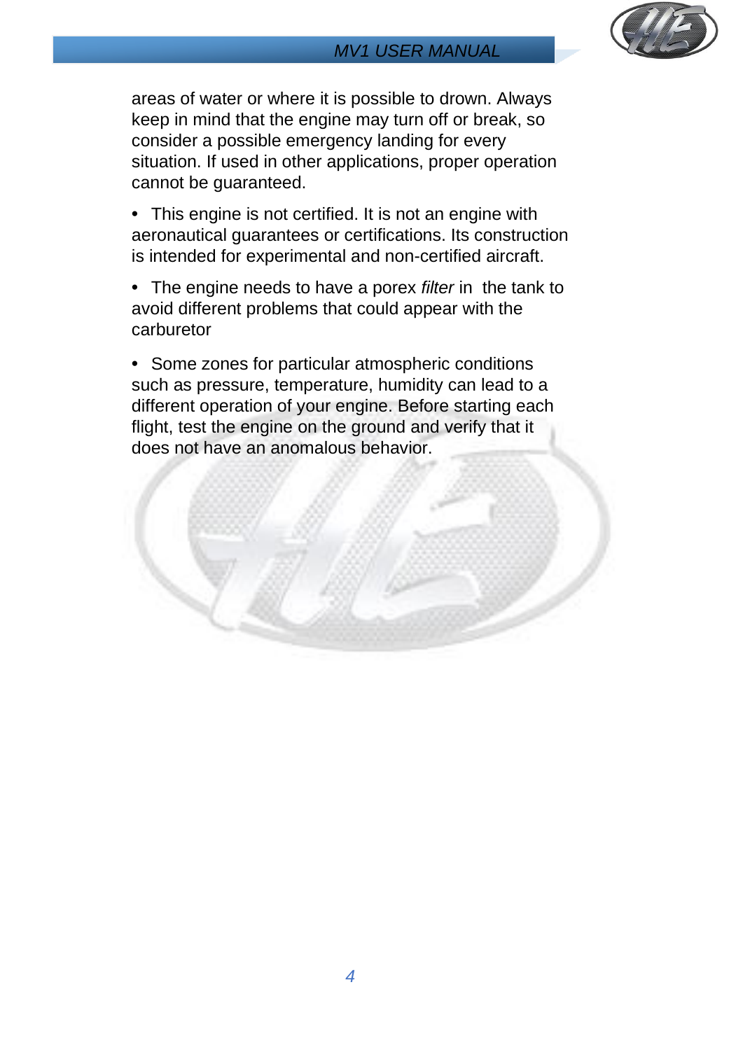areas of water or where it is possible to drown. Always keep in mind that the engine may turn off or break, so consider a possible emergency landing for every situation. If used in other applications, proper operation cannot be guaranteed.

- This engine is not certified. It is not an engine with aeronautical guarantees or certifications. Its construction is intended for experimental and non-certified aircraft.

- The engine needs to have a porex *filter* in the tank to avoid different problems that could appear with the carburetor

- Some zones for particular atmospheric conditions such as pressure, temperature, humidity can lead to a different operation of your engine. Before starting each flight, test the engine on the ground and verify that it does not have an anomalous behavior.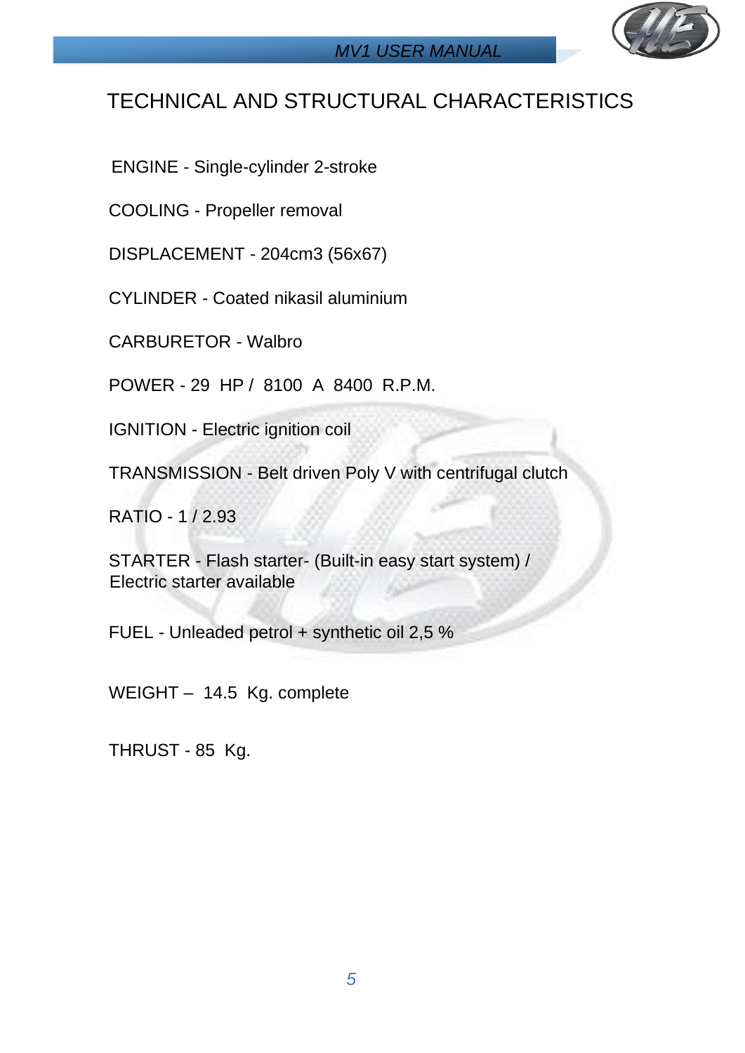# TECHNICAL AND STRUCTURAL CHARACTERISTICS

ENGINE - Single-cylinder 2-stroke

COOLING - Propeller removal

DISPLACEMENT - 204cm3 (56x67)

CYLINDER - Coated nikasil aluminium

CARBURETOR - Walbro

POWER - 29 HP / 8100 A 8400 R.P.M.

IGNITION - Electric ignition coil

TRANSMISSION - Belt driven Poly V with centrifugal clutch

RATIO - 1 / 2.93

STARTER - Flash starter- (Built-in easy start system) /
Electric starter available

FUEL - Unleaded petrol + synthetic oil 2,5 %

WEIGHT – 14.5 Kg. complete

THRUST - 85 Kg.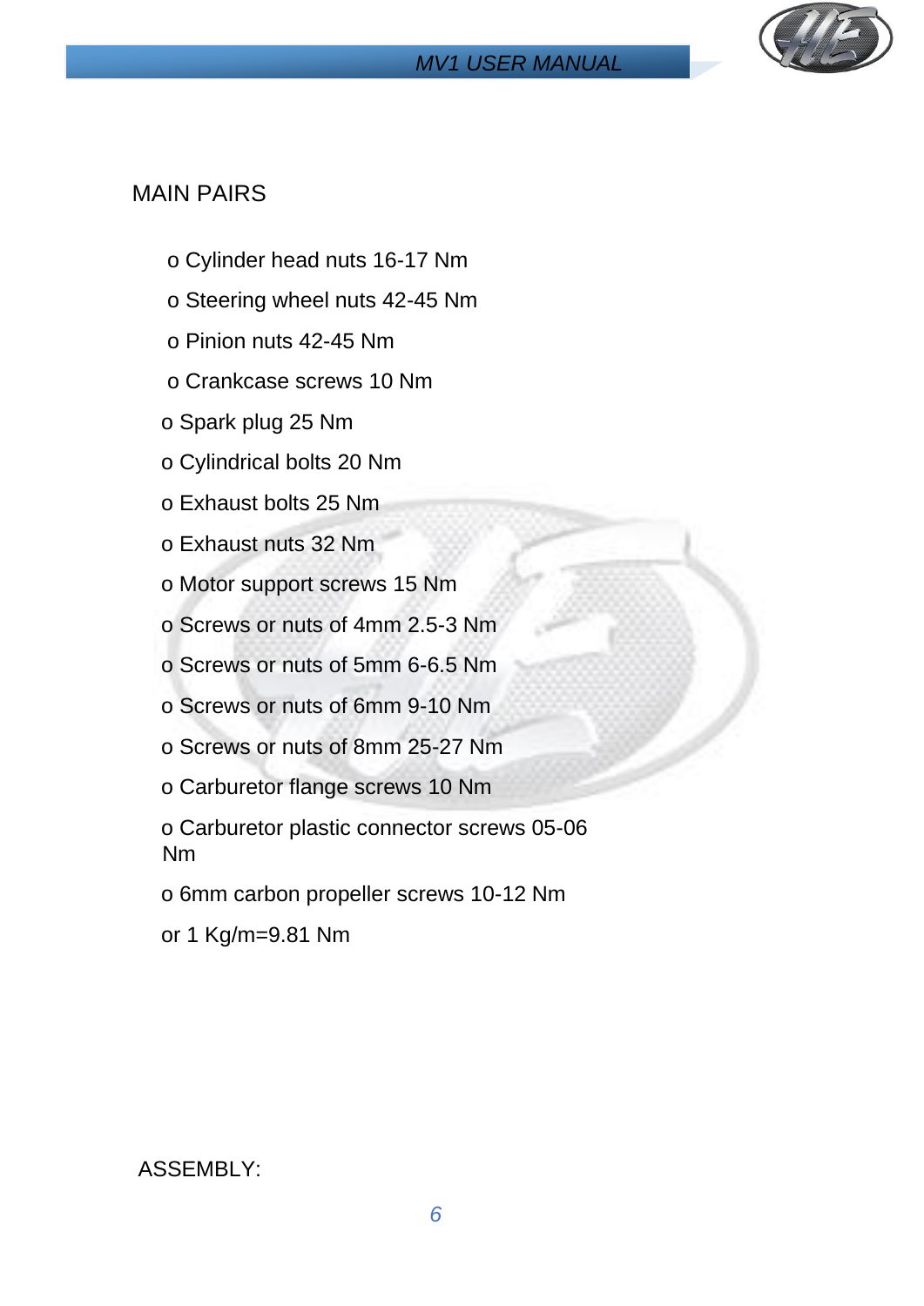MAIN PAIRS

- o Cylinder head nuts 16-17 Nm
- o Steering wheel nuts 42-45 Nm
- o Pinion nuts 42-45 Nm
- o Crankcase screws 10 Nm
- o Spark plug 25 Nm
- o Cylindrical bolts 20 Nm
- o Exhaust bolts 25 Nm
- o Exhaust nuts 32 Nm
- o Motor support screws 15 Nm
- o Screws or nuts of 4mm 2.5-3 Nm
- o Screws or nuts of 5mm 6-6.5 Nm
- o Screws or nuts of 6mm 9-10 Nm
- o Screws or nuts of 8mm 25-27 Nm
- o Carburetor flange screws 10 Nm
- o Carburetor plastic connector screws 05-06 Nm
- o 6mm carbon propeller screws 10-12 Nm

or 1 Kg/m=9.81 Nm

ASSEMBLY: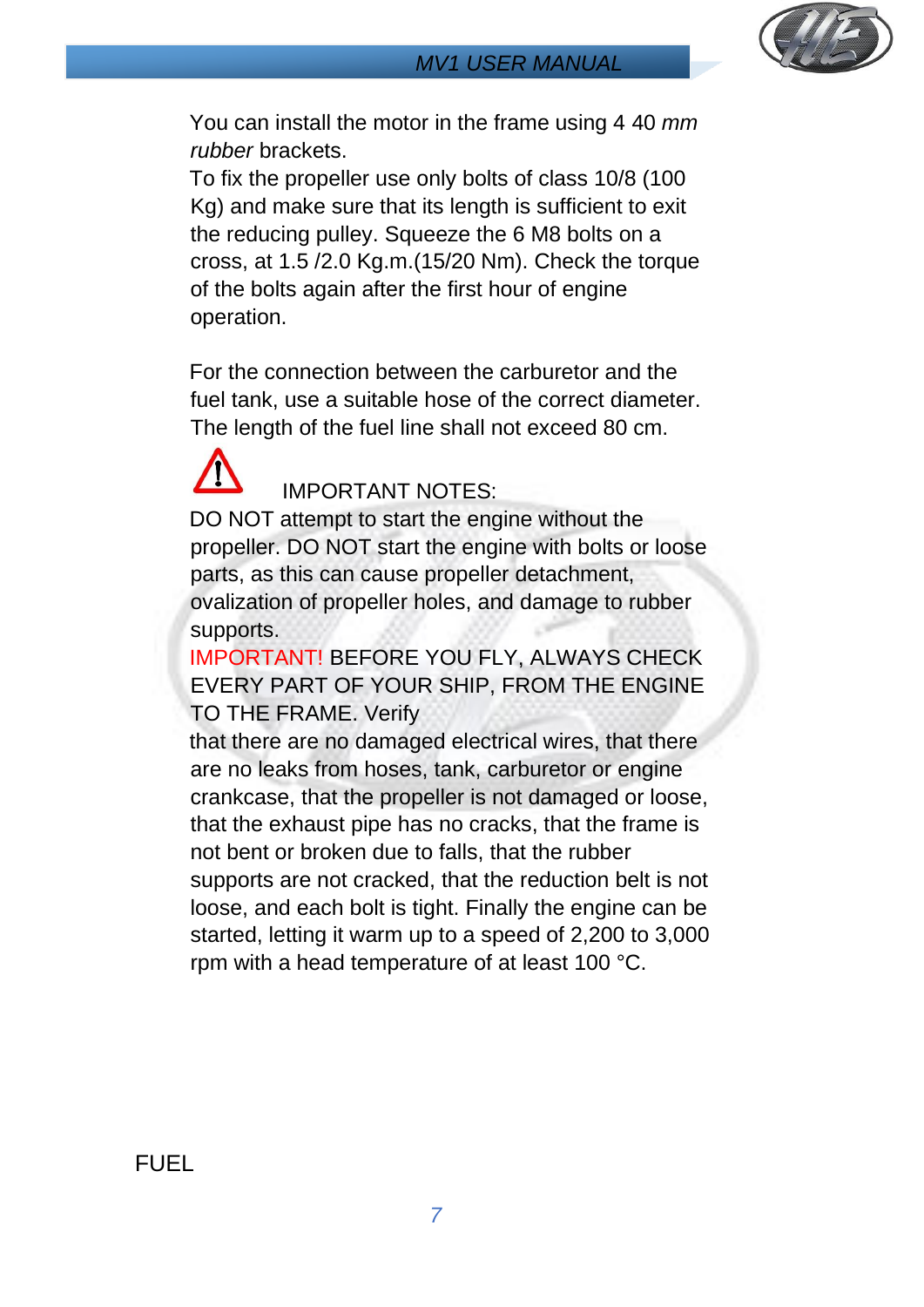You can install the motor in the frame using 4 40 *mm rubber* brackets.
To fix the propeller use only bolts of class 10/8 (100 Kg) and make sure that its length is sufficient to exit the reducing pulley. Squeeze the 6 M8 bolts on a cross, at 1.5 /2.0 Kg.m.(15/20 Nm). Check the torque of the bolts again after the first hour of engine operation.

For the connection between the carburetor and the fuel tank, use a suitable hose of the correct diameter. The length of the fuel line shall not exceed 80 cm.

⚠ IMPORTANT NOTES:

DO NOT attempt to start the engine without the propeller. DO NOT start the engine with bolts or loose parts, as this can cause propeller detachment, ovalization of propeller holes, and damage to rubber supports.

IMPORTANT! BEFORE YOU FLY, ALWAYS CHECK EVERY PART OF YOUR SHIP, FROM THE ENGINE TO THE FRAME. Verify that there are no damaged electrical wires, that there are no leaks from hoses, tank, carburetor or engine crankcase, that the propeller is not damaged or loose, that the exhaust pipe has no cracks, that the frame is not bent or broken due to falls, that the rubber supports are not cracked, that the reduction belt is not loose, and each bolt is tight. Finally the engine can be started, letting it warm up to a speed of 2,200 to 3,000 rpm with a head temperature of at least 100 °C.

## FUEL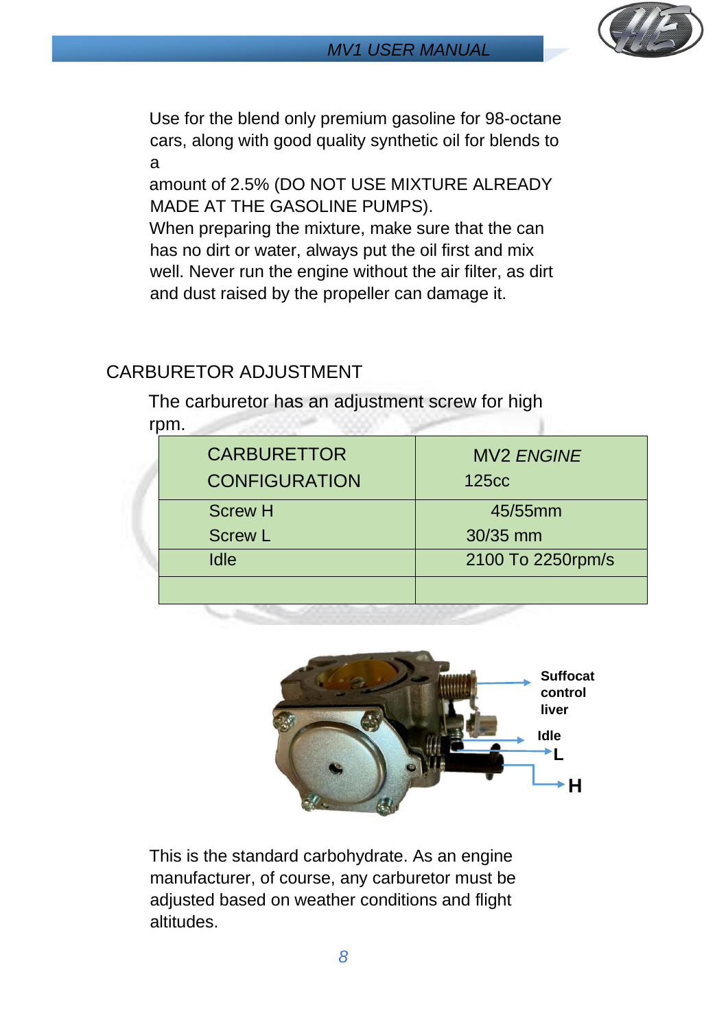Use for the blend only premium gasoline for 98-octane cars, along with good quality synthetic oil for blends to a
amount of 2.5% (DO NOT USE MIXTURE ALREADY MADE AT THE GASOLINE PUMPS).
When preparing the mixture, make sure that the can has no dirt or water, always put the oil first and mix well. Never run the engine without the air filter, as dirt and dust raised by the propeller can damage it.

## CARBURETOR ADJUSTMENT

The carburetor has an adjustment screw for high rpm.

| CARBURETTOR CONFIGURATION | MV2 *ENGINE* 125cc |
|---|---|
| Screw H<br>Screw L | 45/55mm<br>30/35 mm |
| Idle | 2100 To 2250rpm/s |
| | |

Suffocat control liver

Idle

L

H

This is the standard carbohydrate. As an engine manufacturer, of course, any carburetor must be adjusted based on weather conditions and flight altitudes.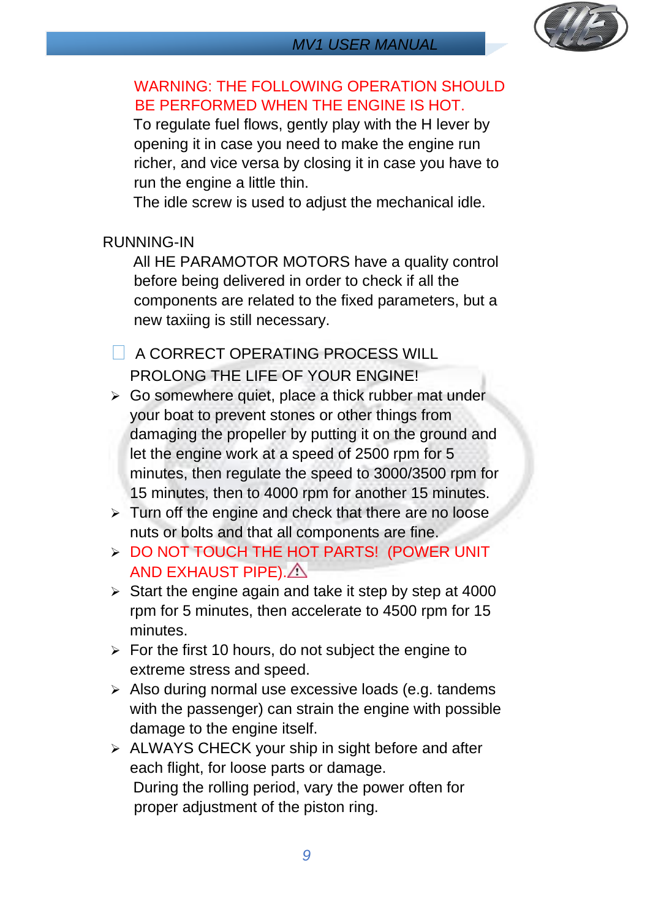WARNING: THE FOLLOWING OPERATION SHOULD BE PERFORMED WHEN THE ENGINE IS HOT.

To regulate fuel flows, gently play with the H lever by opening it in case you need to make the engine run richer, and vice versa by closing it in case you have to run the engine a little thin.

The idle screw is used to adjust the mechanical idle.

## RUNNING-IN

All HE PARAMOTOR MOTORS have a quality control before being delivered in order to check if all the components are related to the fixed parameters, but a new taxiing is still necessary.

- A CORRECT OPERATING PROCESS WILL PROLONG THE LIFE OF YOUR ENGINE!

- Go somewhere quiet, place a thick rubber mat under your boat to prevent stones or other things from damaging the propeller by putting it on the ground and let the engine work at a speed of 2500 rpm for 5 minutes, then regulate the speed to 3000/3500 rpm for 15 minutes, then to 4000 rpm for another 15 minutes.
- Turn off the engine and check that there are no loose nuts or bolts and that all components are fine.
- DO NOT TOUCH THE HOT PARTS! (POWER UNIT AND EXHAUST PIPE).⚠
- Start the engine again and take it step by step at 4000 rpm for 5 minutes, then accelerate to 4500 rpm for 15 minutes.
- For the first 10 hours, do not subject the engine to extreme stress and speed.
- Also during normal use excessive loads (e.g. tandems with the passenger) can strain the engine with possible damage to the engine itself.
- ALWAYS CHECK your ship in sight before and after each flight, for loose parts or damage.

During the rolling period, vary the power often for proper adjustment of the piston ring.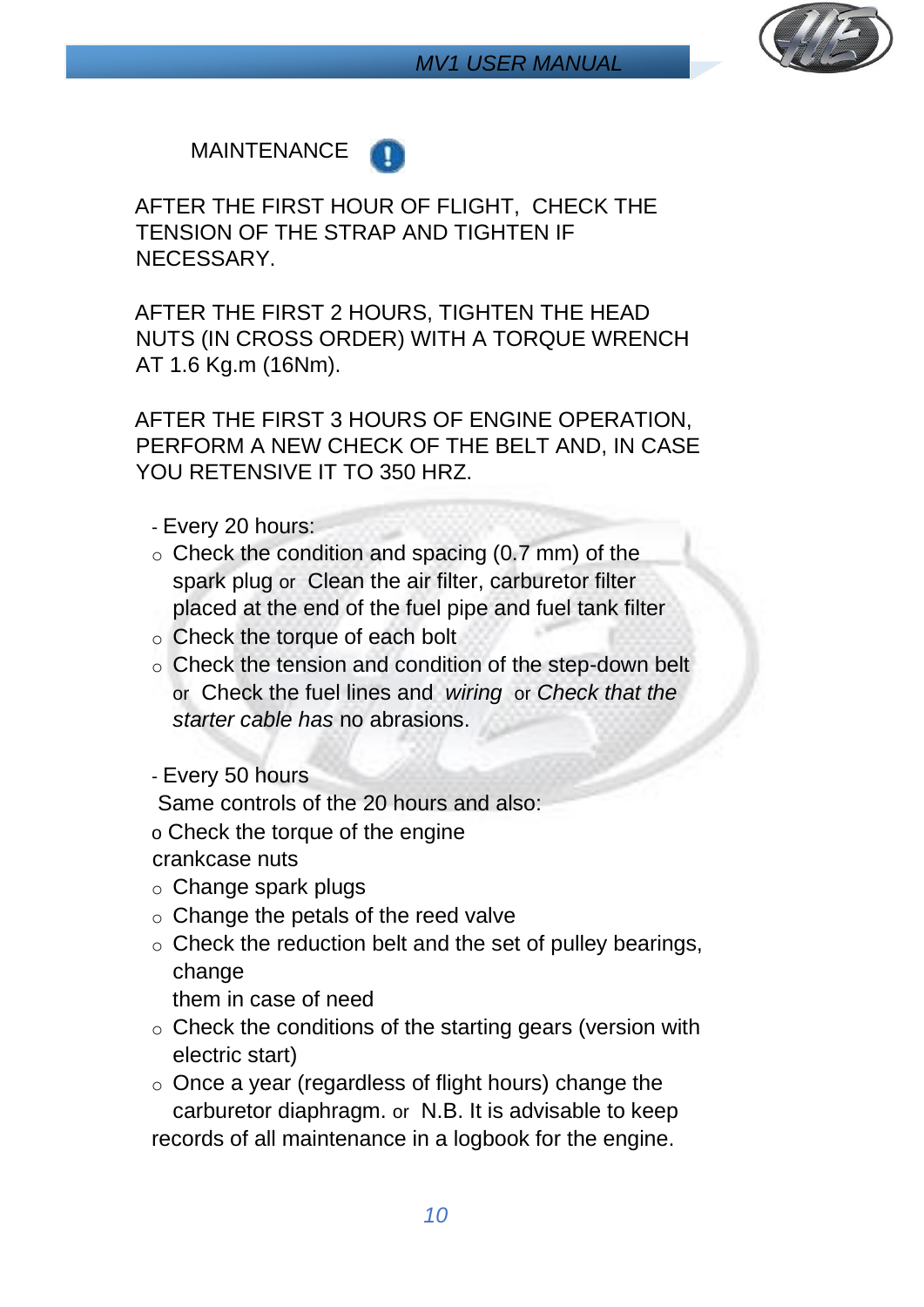## MAINTENANCE

AFTER THE FIRST HOUR OF FLIGHT, CHECK THE TENSION OF THE STRAP AND TIGHTEN IF NECESSARY.

AFTER THE FIRST 2 HOURS, TIGHTEN THE HEAD NUTS (IN CROSS ORDER) WITH A TORQUE WRENCH AT 1.6 Kg.m (16Nm).

AFTER THE FIRST 3 HOURS OF ENGINE OPERATION, PERFORM A NEW CHECK OF THE BELT AND, IN CASE YOU RETENSIVE IT TO 350 HRZ.

- Every 20 hours:
  - Check the condition and spacing (0.7 mm) of the spark plug or Clean the air filter, carburetor filter placed at the end of the fuel pipe and fuel tank filter
  - Check the torque of each bolt
  - Check the tension and condition of the step-down belt or Check the fuel lines and *wiring* or *Check that the starter cable has* no abrasions.

- Every 50 hours

  Same controls of the 20 hours and also:

  - Check the torque of the engine crankcase nuts
  - Change spark plugs
  - Change the petals of the reed valve
  - Check the reduction belt and the set of pulley bearings, change them in case of need
  - Check the conditions of the starting gears (version with electric start)
  - Once a year (regardless of flight hours) change the carburetor diaphragm. or N.B. It is advisable to keep records of all maintenance in a logbook for the engine.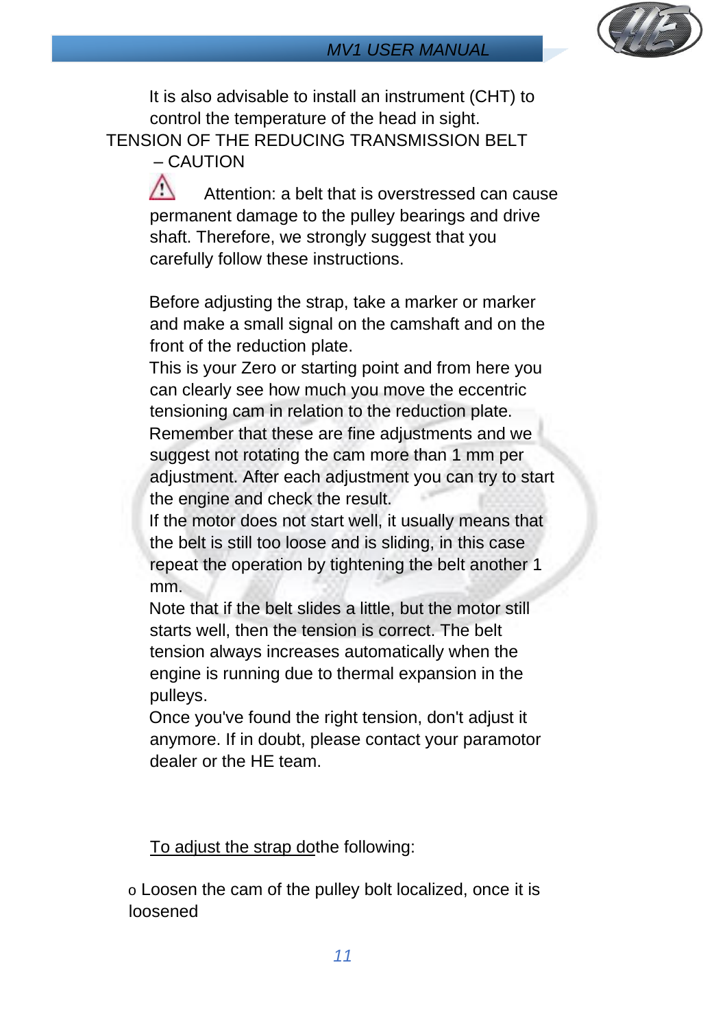It is also advisable to install an instrument (CHT) to control the temperature of the head in sight.

## TENSION OF THE REDUCING TRANSMISSION BELT – CAUTION

⚠ Attention: a belt that is overstressed can cause permanent damage to the pulley bearings and drive shaft. Therefore, we strongly suggest that you carefully follow these instructions.

Before adjusting the strap, take a marker or marker and make a small signal on the camshaft and on the front of the reduction plate.

This is your Zero or starting point and from here you can clearly see how much you move the eccentric tensioning cam in relation to the reduction plate.

Remember that these are fine adjustments and we suggest not rotating the cam more than 1 mm per adjustment. After each adjustment you can try to start the engine and check the result.

If the motor does not start well, it usually means that the belt is still too loose and is sliding, in this case repeat the operation by tightening the belt another 1 mm.

Note that if the belt slides a little, but the motor still starts well, then the tension is correct. The belt tension always increases automatically when the engine is running due to thermal expansion in the pulleys.

Once you've found the right tension, don't adjust it anymore. If in doubt, please contact your paramotor dealer or the HE team.

<u>To adjust the strap do</u>the following:

- Loosen the cam of the pulley bolt localized, once it is loosened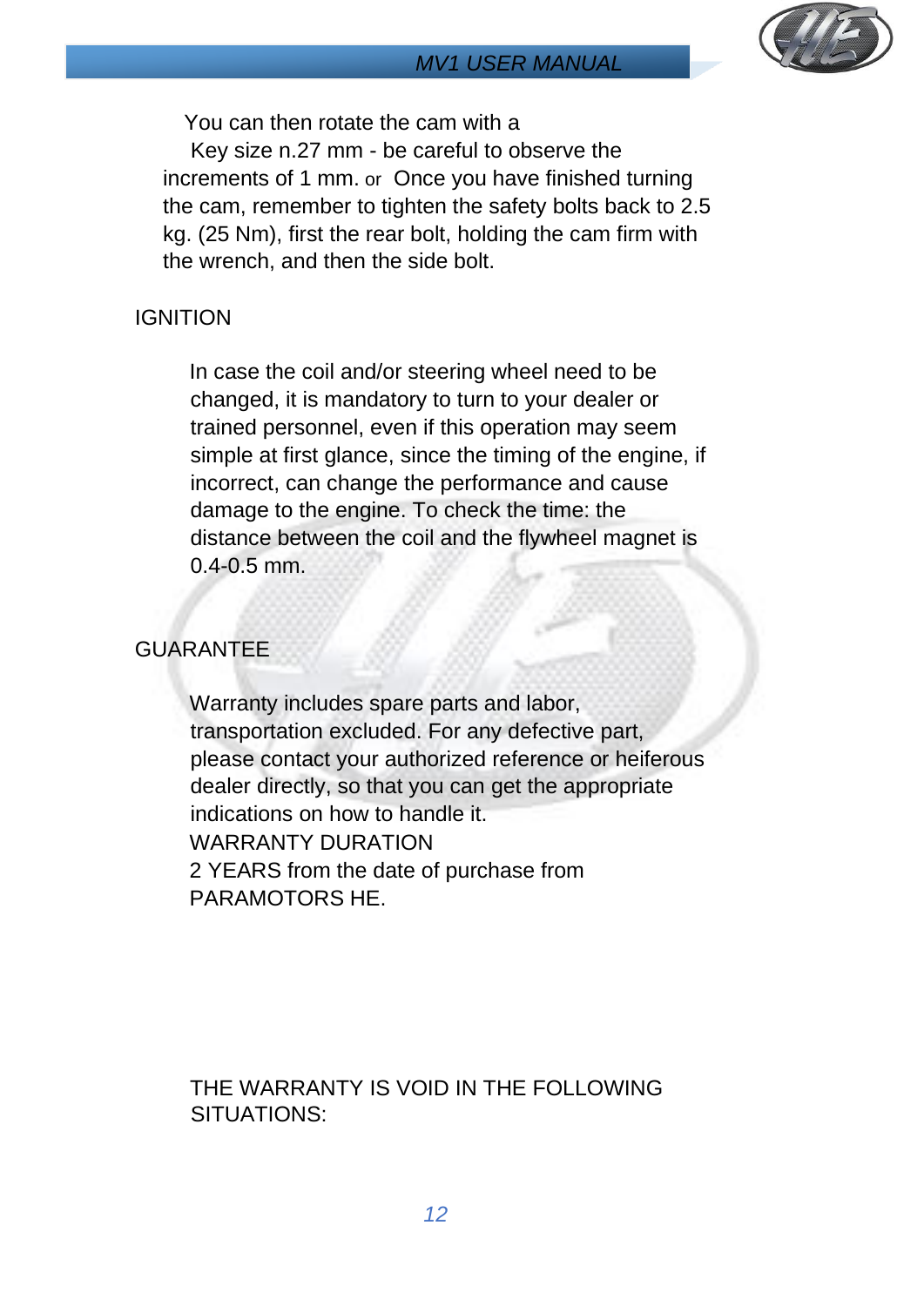You can then rotate the cam with a Key size n.27 mm - be careful to observe the increments of 1 mm. or Once you have finished turning the cam, remember to tighten the safety bolts back to 2.5 kg. (25 Nm), first the rear bolt, holding the cam firm with the wrench, and then the side bolt.

## IGNITION

In case the coil and/or steering wheel need to be changed, it is mandatory to turn to your dealer or trained personnel, even if this operation may seem simple at first glance, since the timing of the engine, if incorrect, can change the performance and cause damage to the engine. To check the time: the distance between the coil and the flywheel magnet is 0.4-0.5 mm.

## GUARANTEE

Warranty includes spare parts and labor, transportation excluded. For any defective part, please contact your authorized reference or heiferous dealer directly, so that you can get the appropriate indications on how to handle it.

WARRANTY DURATION

2 YEARS from the date of purchase from PARAMOTORS HE.

THE WARRANTY IS VOID IN THE FOLLOWING SITUATIONS: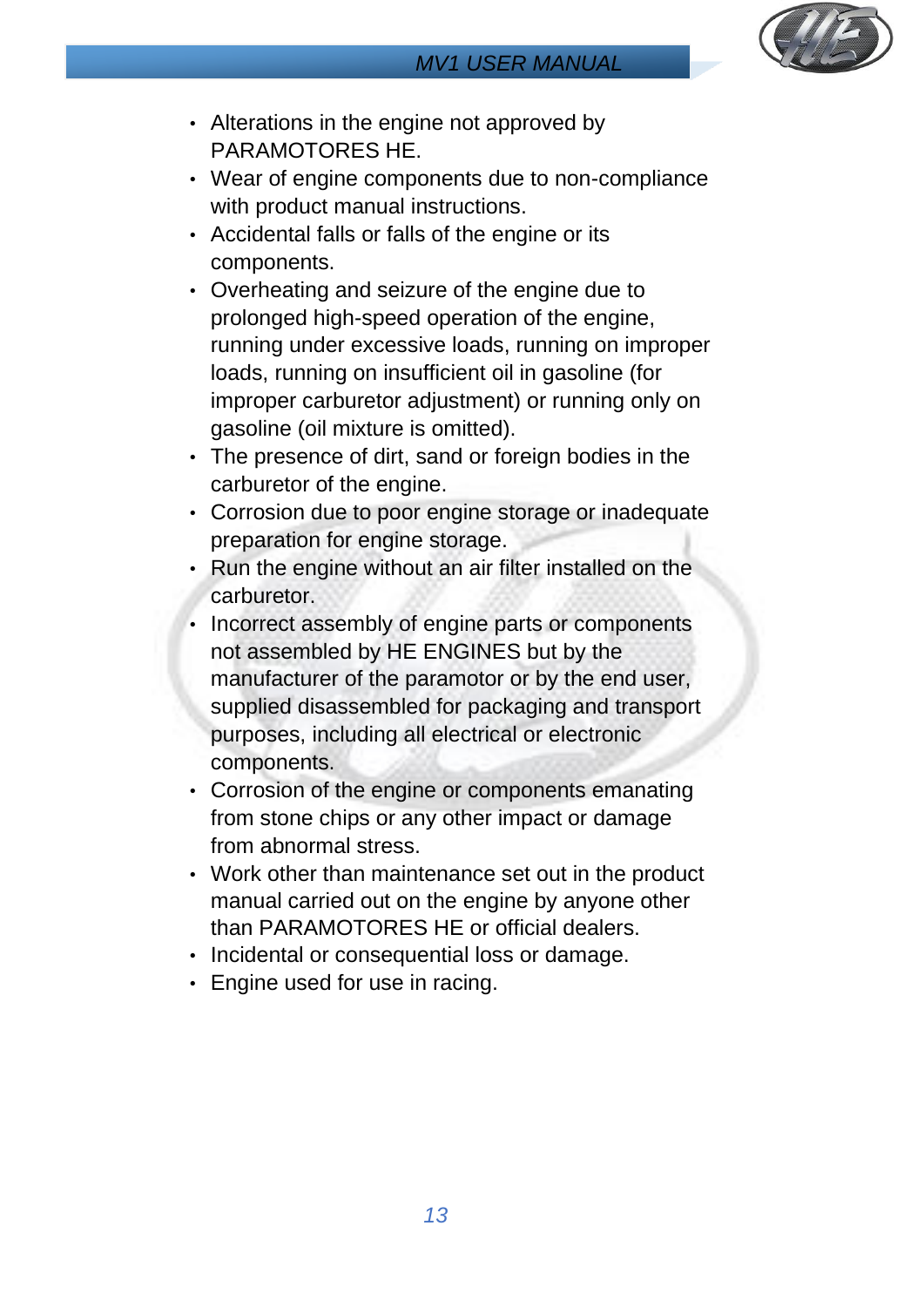- Alterations in the engine not approved by PARAMOTORES HE.
- Wear of engine components due to non-compliance with product manual instructions.
- Accidental falls or falls of the engine or its components.
- Overheating and seizure of the engine due to prolonged high-speed operation of the engine, running under excessive loads, running on improper loads, running on insufficient oil in gasoline (for improper carburetor adjustment) or running only on gasoline (oil mixture is omitted).
- The presence of dirt, sand or foreign bodies in the carburetor of the engine.
- Corrosion due to poor engine storage or inadequate preparation for engine storage.
- Run the engine without an air filter installed on the carburetor.
- Incorrect assembly of engine parts or components not assembled by HE ENGINES but by the manufacturer of the paramotor or by the end user, supplied disassembled for packaging and transport purposes, including all electrical or electronic components.
- Corrosion of the engine or components emanating from stone chips or any other impact or damage from abnormal stress.
- Work other than maintenance set out in the product manual carried out on the engine by anyone other than PARAMOTORES HE or official dealers.
- Incidental or consequential loss or damage.
- Engine used for use in racing.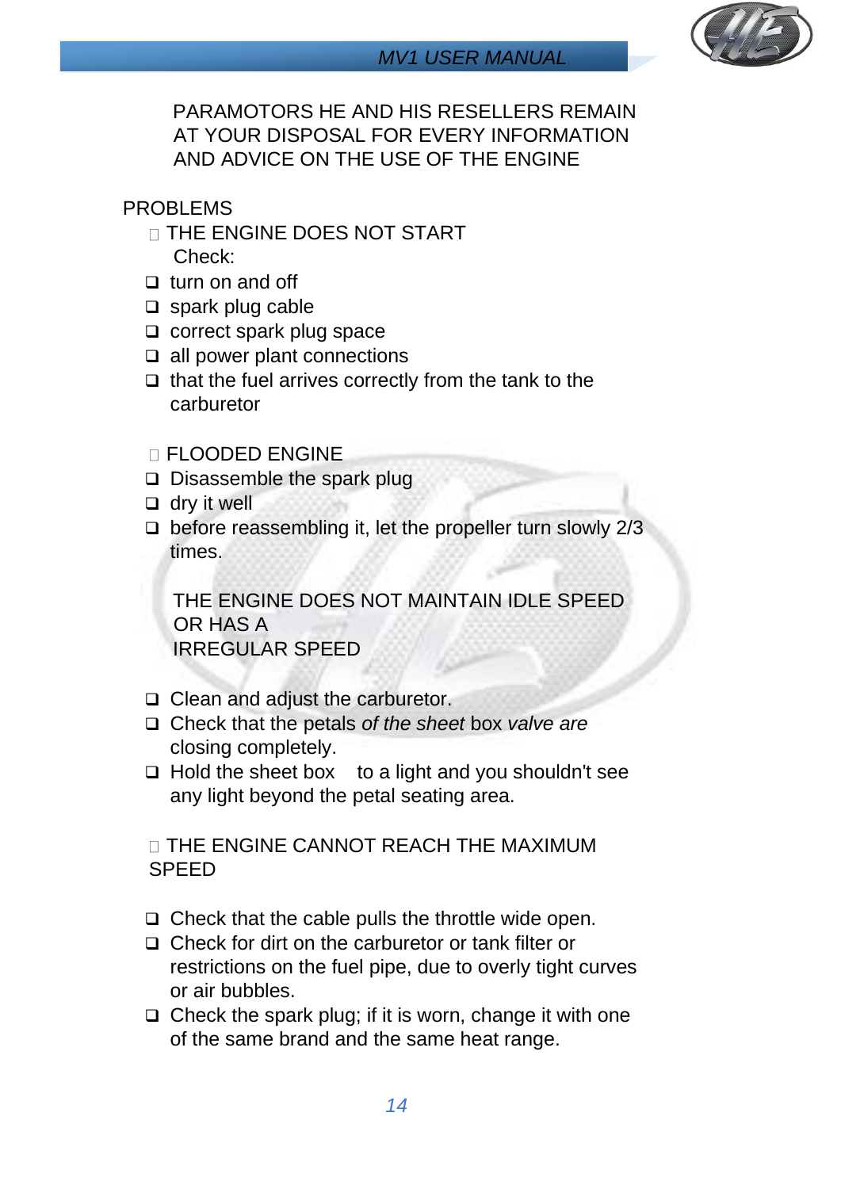PARAMOTORS HE AND HIS RESELLERS REMAIN AT YOUR DISPOSAL FOR EVERY INFORMATION AND ADVICE ON THE USE OF THE ENGINE

## PROBLEMS

### THE ENGINE DOES NOT START

Check:

- turn on and off
- spark plug cable
- correct spark plug space
- all power plant connections
- that the fuel arrives correctly from the tank to the carburetor

### FLOODED ENGINE

- Disassemble the spark plug
- dry it well
- before reassembling it, let the propeller turn slowly 2/3 times.

### THE ENGINE DOES NOT MAINTAIN IDLE SPEED OR HAS A IRREGULAR SPEED

- Clean and adjust the carburetor.
- Check that the petals *of the sheet* box *valve are* closing completely.
- Hold the sheet box to a light and you shouldn't see any light beyond the petal seating area.

### THE ENGINE CANNOT REACH THE MAXIMUM SPEED

- Check that the cable pulls the throttle wide open.
- Check for dirt on the carburetor or tank filter or restrictions on the fuel pipe, due to overly tight curves or air bubbles.
- Check the spark plug; if it is worn, change it with one of the same brand and the same heat range.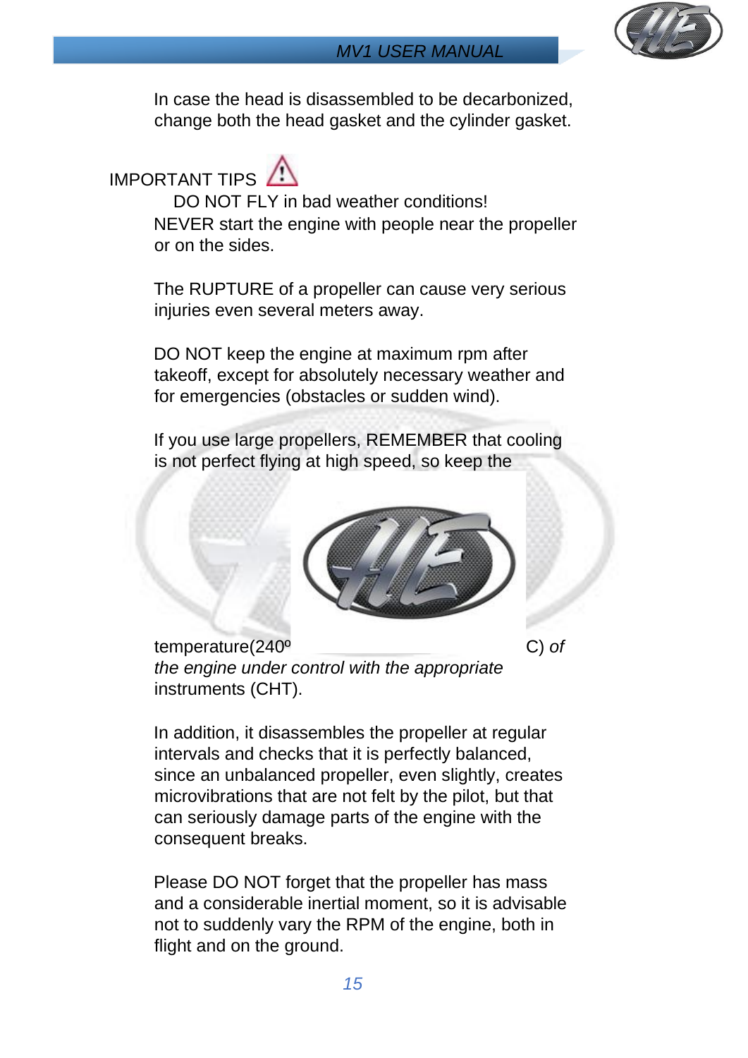In case the head is disassembled to be decarbonized, change both the head gasket and the cylinder gasket.

IMPORTANT TIPS ⚠

DO NOT FLY in bad weather conditions!

NEVER start the engine with people near the propeller or on the sides.

The RUPTURE of a propeller can cause very serious injuries even several meters away.

DO NOT keep the engine at maximum rpm after takeoff, except for absolutely necessary weather and for emergencies (obstacles or sudden wind).

If you use large propellers, REMEMBER that cooling is not perfect flying at high speed, so keep the temperature(240º C) *of the engine under control with the appropriate* instruments (CHT).

In addition, it disassembles the propeller at regular intervals and checks that it is perfectly balanced, since an unbalanced propeller, even slightly, creates microvibrations that are not felt by the pilot, but that can seriously damage parts of the engine with the consequent breaks.

Please DO NOT forget that the propeller has mass and a considerable inertial moment, so it is advisable not to suddenly vary the RPM of the engine, both in flight and on the ground.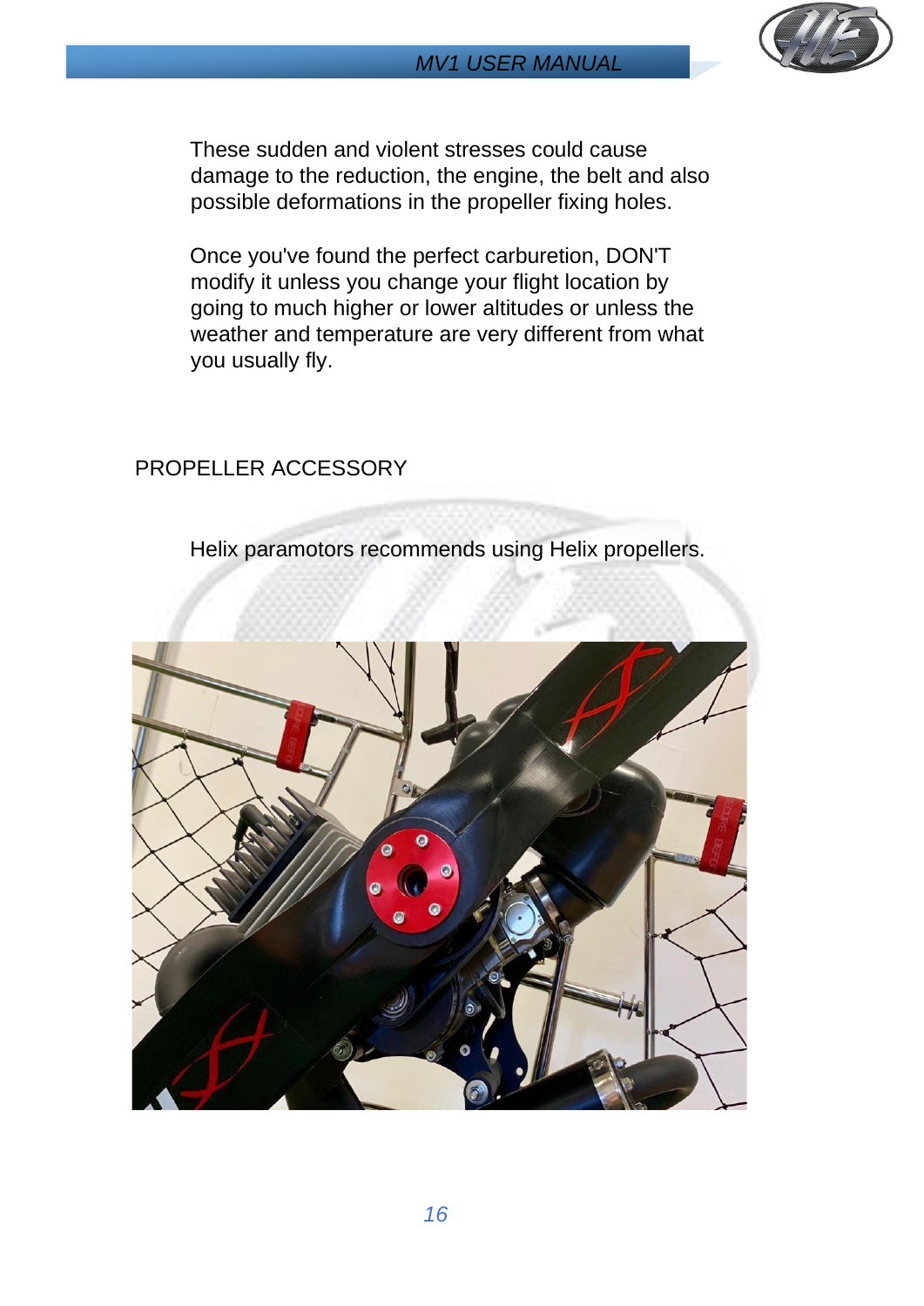These sudden and violent stresses could cause damage to the reduction, the engine, the belt and also possible deformations in the propeller fixing holes.

Once you've found the perfect carburetion, DON'T modify it unless you change your flight location by going to much higher or lower altitudes or unless the weather and temperature are very different from what you usually fly.

## PROPELLER ACCESSORY

Helix paramotors recommends using Helix propellers.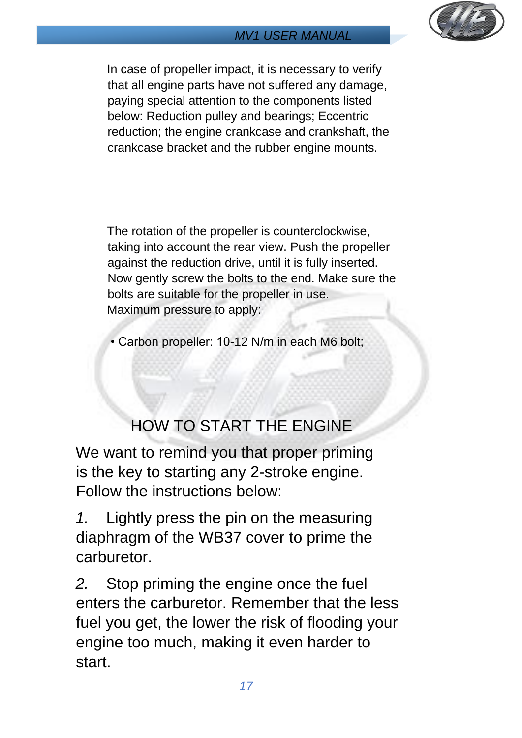In case of propeller impact, it is necessary to verify that all engine parts have not suffered any damage, paying special attention to the components listed below: Reduction pulley and bearings; Eccentric reduction; the engine crankcase and crankshaft, the crankcase bracket and the rubber engine mounts.

The rotation of the propeller is counterclockwise, taking into account the rear view. Push the propeller against the reduction drive, until it is fully inserted. Now gently screw the bolts to the end. Make sure the bolts are suitable for the propeller in use.
Maximum pressure to apply:

- Carbon propeller: 10-12 N/m in each M6 bolt;

## HOW TO START THE ENGINE

We want to remind you that proper priming is the key to starting any 2-stroke engine. Follow the instructions below:

*1.* Lightly press the pin on the measuring diaphragm of the WB37 cover to prime the carburetor.

*2.* Stop priming the engine once the fuel enters the carburetor. Remember that the less fuel you get, the lower the risk of flooding your engine too much, making it even harder to start.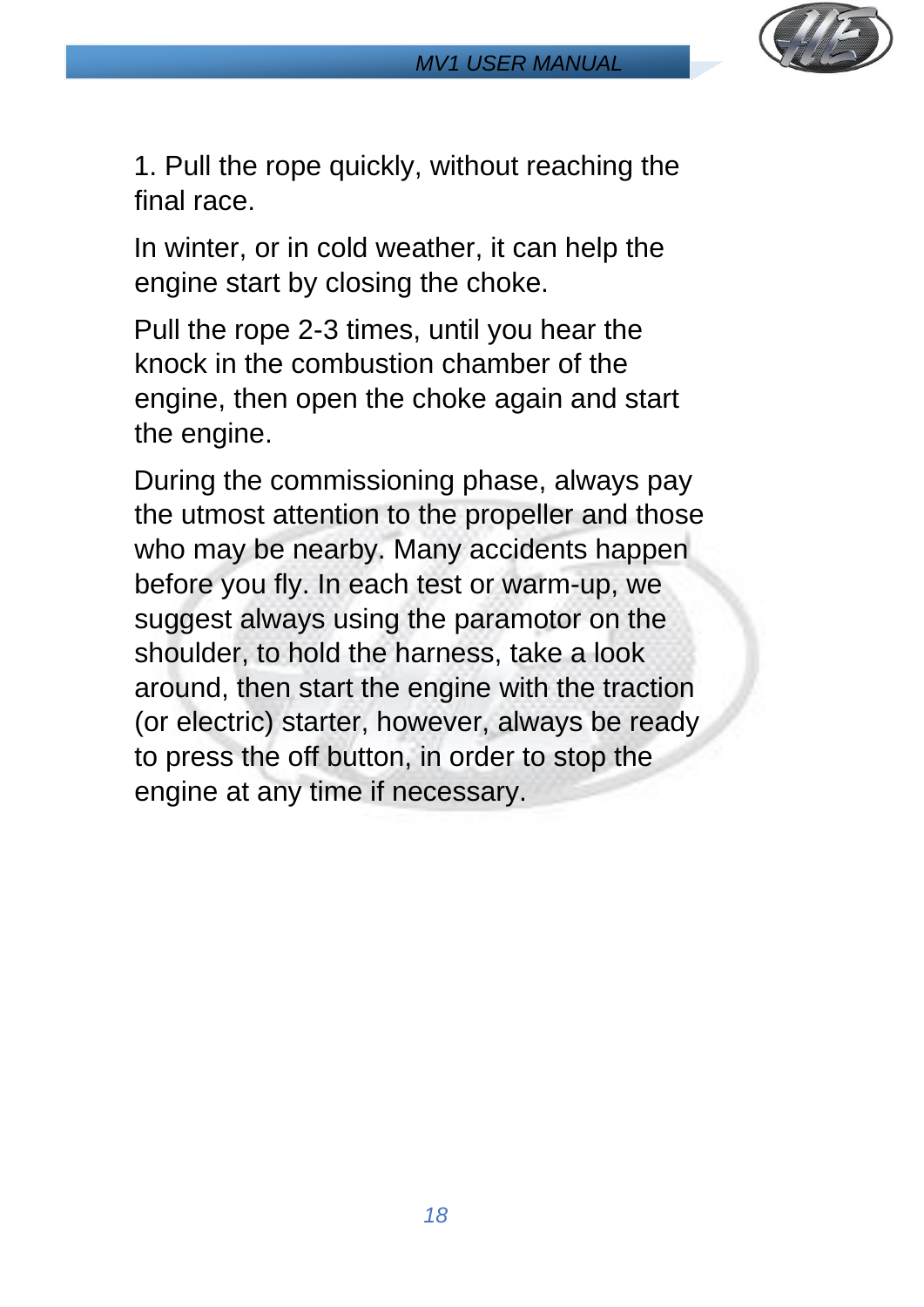1. Pull the rope quickly, without reaching the final race.

In winter, or in cold weather, it can help the engine start by closing the choke.

Pull the rope 2-3 times, until you hear the knock in the combustion chamber of the engine, then open the choke again and start the engine.

During the commissioning phase, always pay the utmost attention to the propeller and those who may be nearby. Many accidents happen before you fly. In each test or warm-up, we suggest always using the paramotor on the shoulder, to hold the harness, take a look around, then start the engine with the traction (or electric) starter, however, always be ready to press the off button, in order to stop the engine at any time if necessary.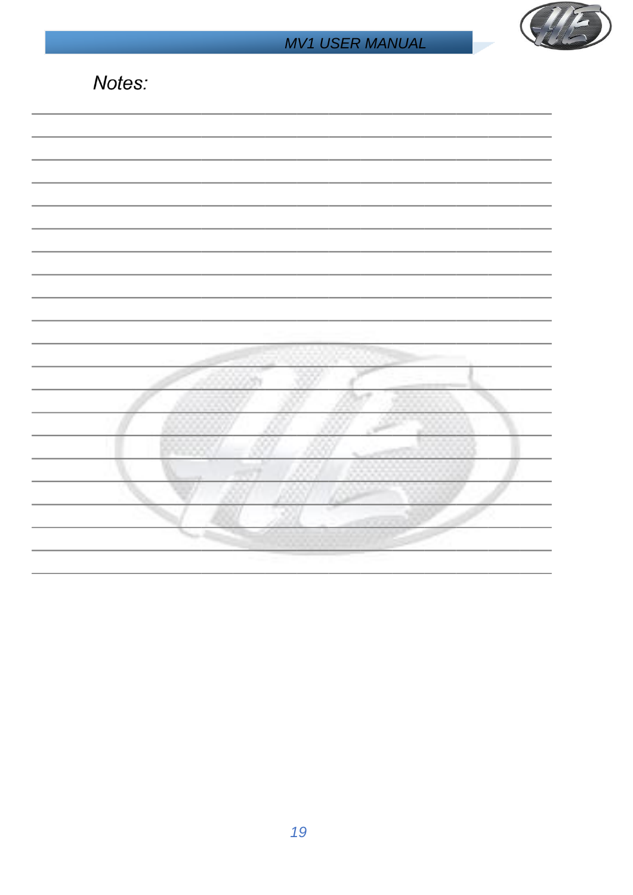*Notes:*